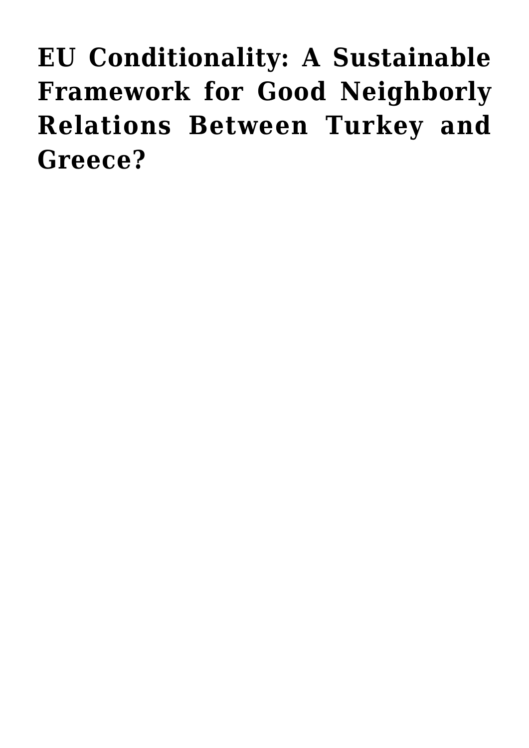# EU Conditionality: A Sustainable Framework for Good Neighborly Relations Between Turkey and Greece?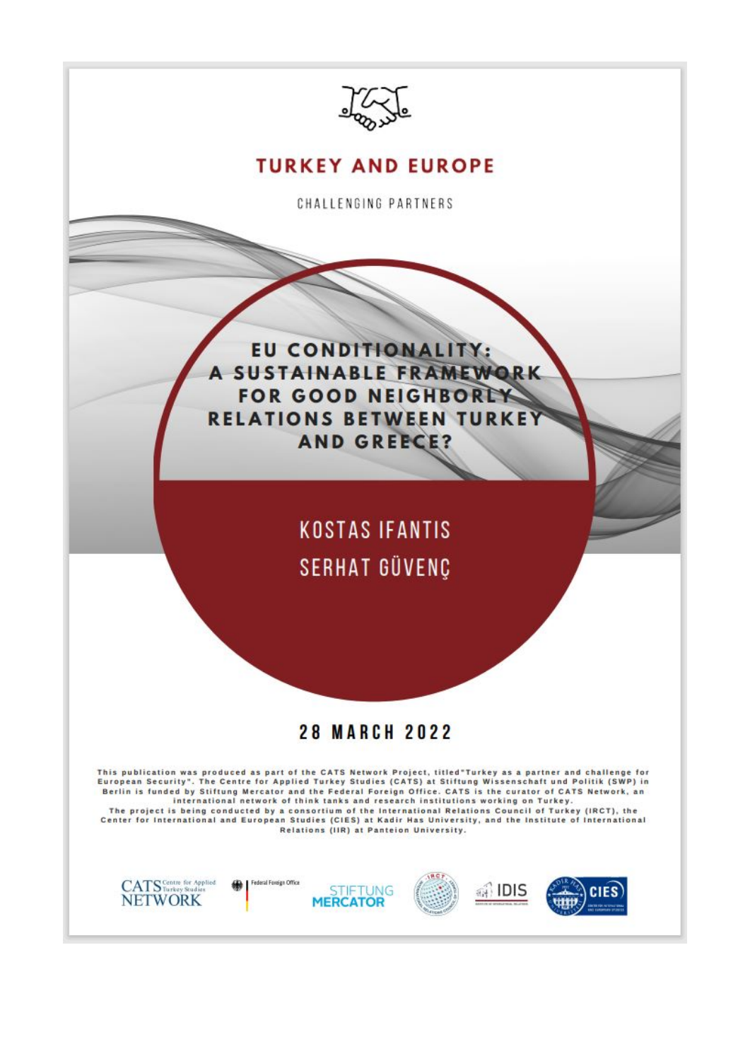# TURKEY AND EUROPE

CHALLENGING PARTNERS

## EU CONDITIONALITY: A SUSTAINABLE FRAMEWORK FOR GOOD NEIGHBORLY RELATIONS BETWEEN TURKEY AND GREECE?

KOSTAS IFANTIS

SERHAT GÜVENÇ

**28 MARCH 2022**

This publication was produced as part of the CATS Network Project, titled "Turkey as a partner and challenge for European Security". The Centre for Applied Turkey Studies (CATS) at Stiftung Wissenschaft und Politik (SWP) in Berlin is funded by Stiftung Mercator and the Federal Foreign Office. CATS is the curator of CATS Network, an international network of think tanks and research institutions working on Turkey.

The project is being conducted by a consortium of the International Relations Council of Turkey (IRCT), the Center for International and European Studies (CIES) at Kadir Has University, and the Institute of International Relations (IIR) at Panteion University.

CATS Centre for Applied Turkey Studies NETWORK | Federal Foreign Office | STIFTUNG MERCATOR | IRCT | IDIS | CIES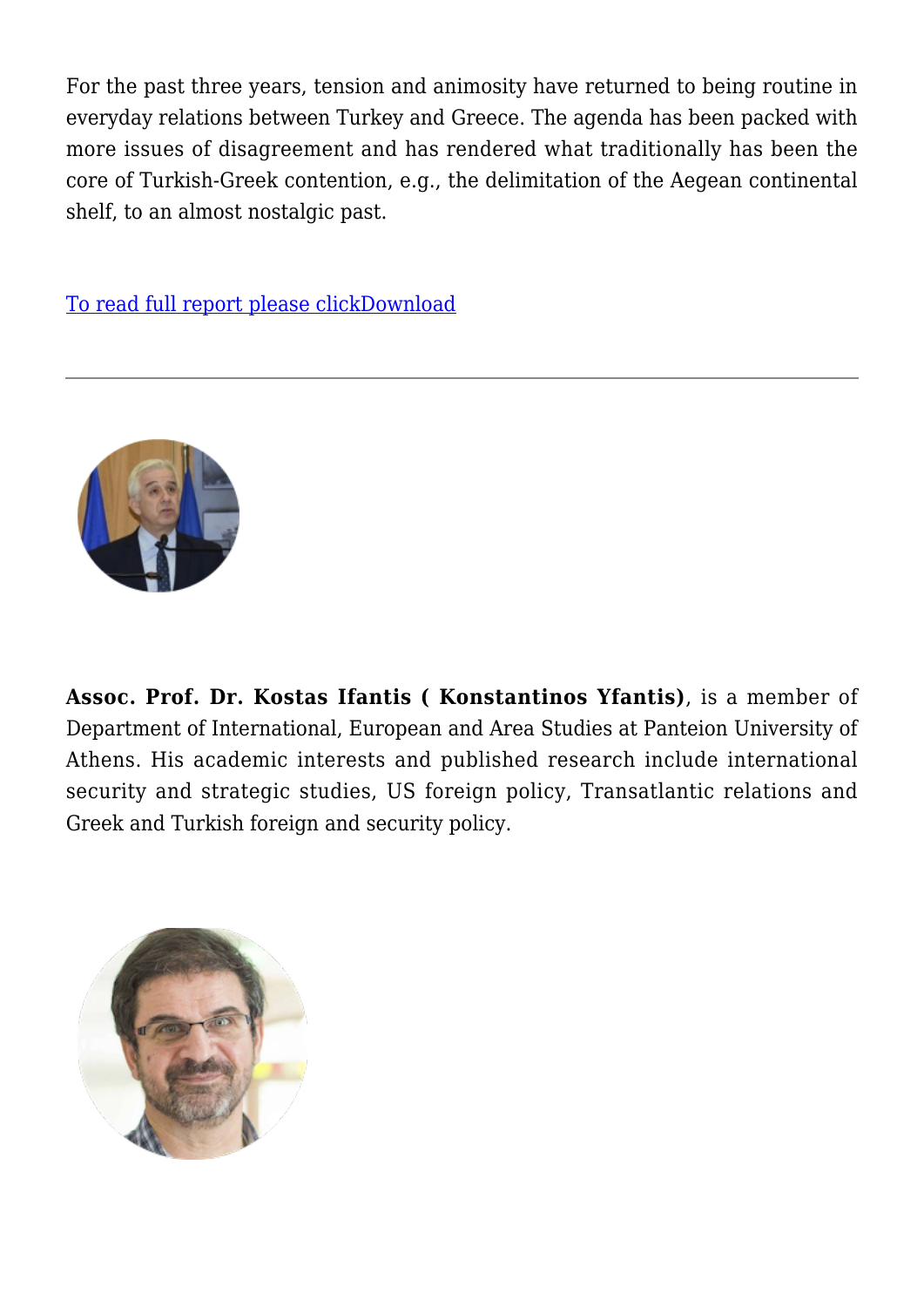For the past three years, tension and animosity have returned to being routine in everyday relations between Turkey and Greece. The agenda has been packed with more issues of disagreement and has rendered what traditionally has been the core of Turkish-Greek contention, e.g., the delimitation of the Aegean continental shelf, to an almost nostalgic past.

To read full report please clickDownload

---

**Assoc. Prof. Dr. Kostas Ifantis ( Konstantinos Yfantis)**, is a member of Department of International, European and Area Studies at Panteion University of Athens. His academic interests and published research include international security and strategic studies, US foreign policy, Transatlantic relations and Greek and Turkish foreign and security policy.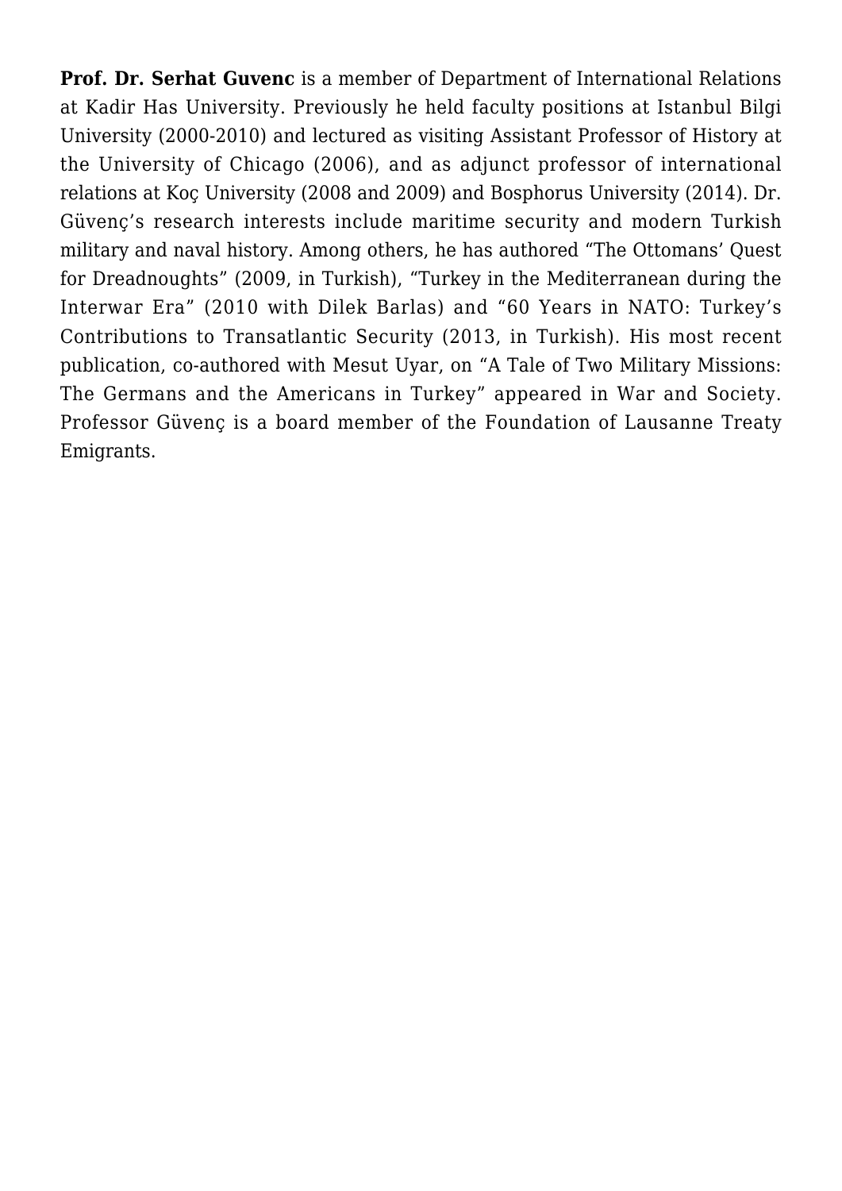**Prof. Dr. Serhat Guvenc** is a member of Department of International Relations at Kadir Has University. Previously he held faculty positions at Istanbul Bilgi University (2000-2010) and lectured as visiting Assistant Professor of History at the University of Chicago (2006), and as adjunct professor of international relations at Koç University (2008 and 2009) and Bosphorus University (2014). Dr. Güvenç's research interests include maritime security and modern Turkish military and naval history. Among others, he has authored "The Ottomans' Quest for Dreadnoughts" (2009, in Turkish), "Turkey in the Mediterranean during the Interwar Era" (2010 with Dilek Barlas) and "60 Years in NATO: Turkey's Contributions to Transatlantic Security (2013, in Turkish). His most recent publication, co-authored with Mesut Uyar, on "A Tale of Two Military Missions: The Germans and the Americans in Turkey" appeared in War and Society. Professor Güvenç is a board member of the Foundation of Lausanne Treaty Emigrants.